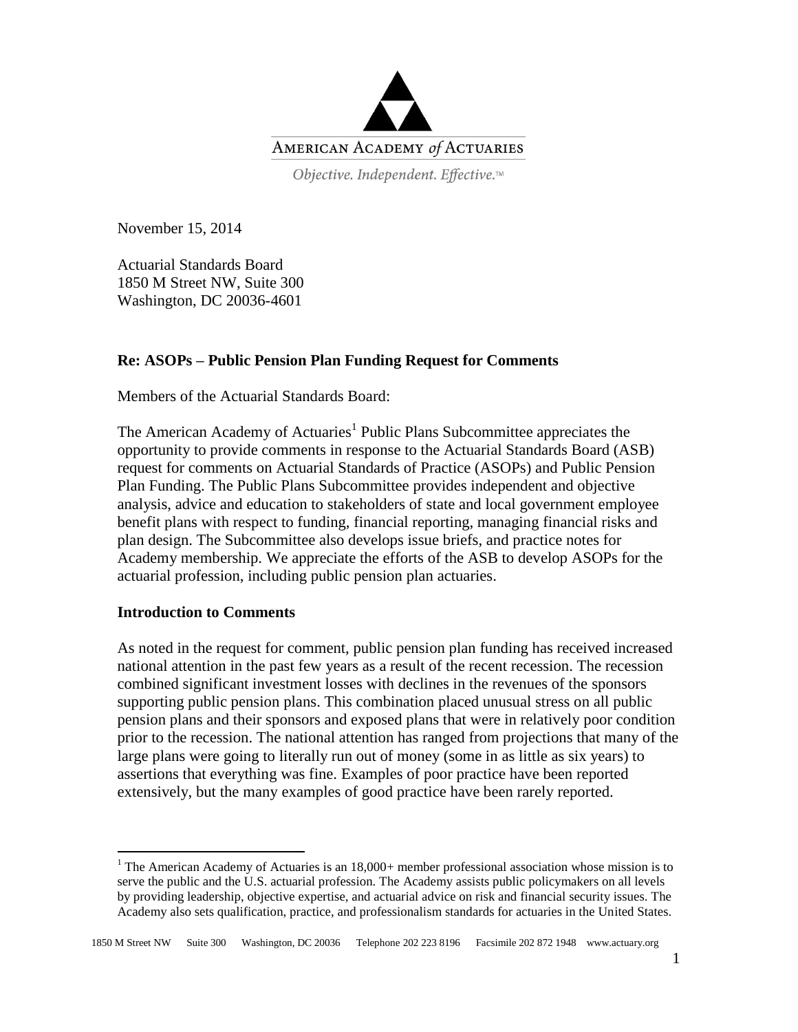AMERICAN ACADEMY *of* ACTUARIES

*Objective. Independent. Effective.™*

November 15, 2014

Actuarial Standards Board
1850 M Street NW, Suite 300
Washington, DC 20036-4601

**Re: ASOPs – Public Pension Plan Funding Request for Comments**

Members of the Actuarial Standards Board:

The American Academy of Actuaries[1] Public Plans Subcommittee appreciates the opportunity to provide comments in response to the Actuarial Standards Board (ASB) request for comments on Actuarial Standards of Practice (ASOPs) and Public Pension Plan Funding. The Public Plans Subcommittee provides independent and objective analysis, advice and education to stakeholders of state and local government employee benefit plans with respect to funding, financial reporting, managing financial risks and plan design. The Subcommittee also develops issue briefs, and practice notes for Academy membership. We appreciate the efforts of the ASB to develop ASOPs for the actuarial profession, including public pension plan actuaries.

**Introduction to Comments**

As noted in the request for comment, public pension plan funding has received increased national attention in the past few years as a result of the recent recession. The recession combined significant investment losses with declines in the revenues of the sponsors supporting public pension plans. This combination placed unusual stress on all public pension plans and their sponsors and exposed plans that were in relatively poor condition prior to the recession. The national attention has ranged from projections that many of the large plans were going to literally run out of money (some in as little as six years) to assertions that everything was fine. Examples of poor practice have been reported extensively, but the many examples of good practice have been rarely reported.

[1] The American Academy of Actuaries is an 18,000+ member professional association whose mission is to serve the public and the U.S. actuarial profession. The Academy assists public policymakers on all levels by providing leadership, objective expertise, and actuarial advice on risk and financial security issues. The Academy also sets qualification, practice, and professionalism standards for actuaries in the United States.

1850 M Street NW Suite 300 Washington, DC 20036 Telephone 202 223 8196 Facsimile 202 872 1948 www.actuary.org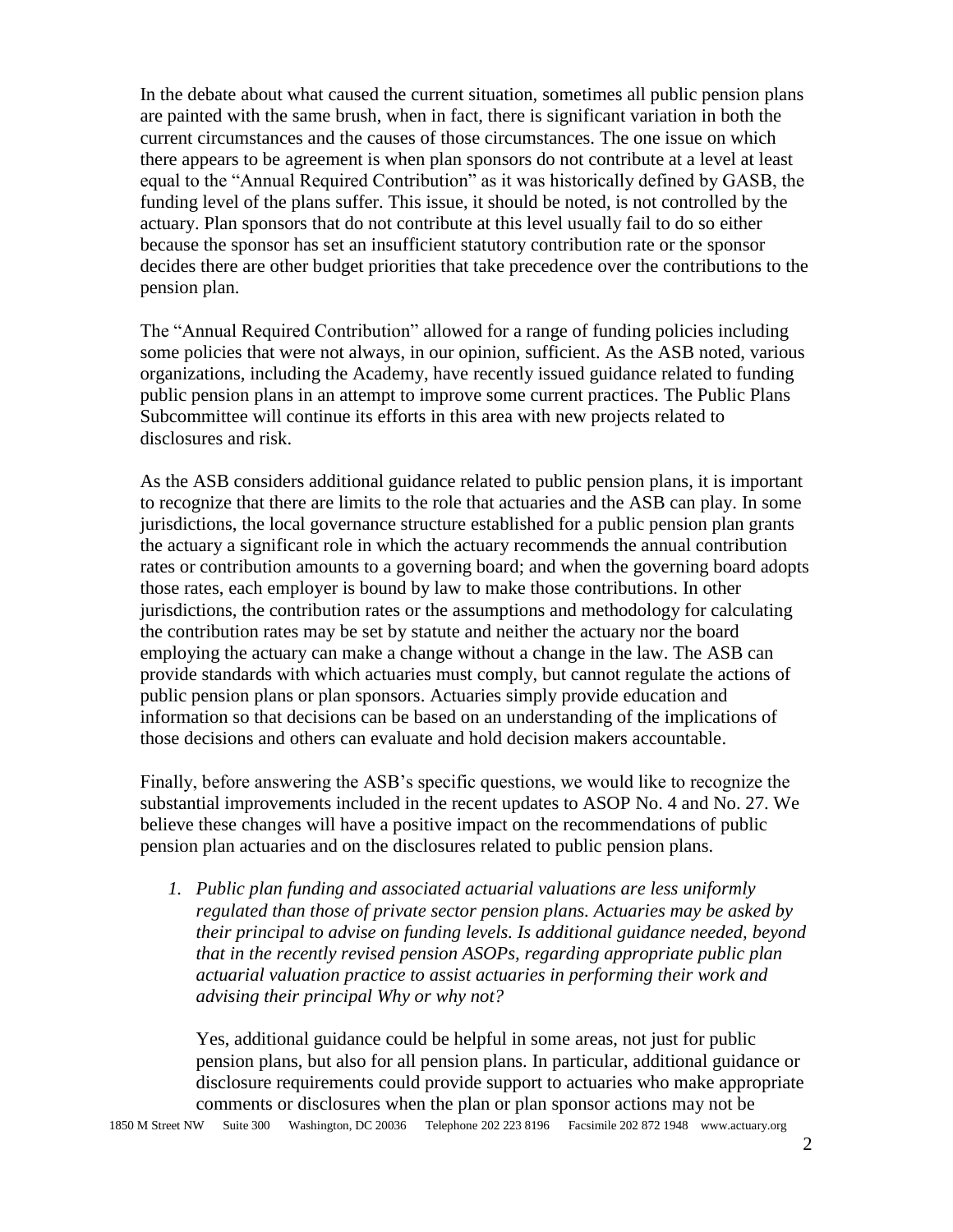In the debate about what caused the current situation, sometimes all public pension plans are painted with the same brush, when in fact, there is significant variation in both the current circumstances and the causes of those circumstances. The one issue on which there appears to be agreement is when plan sponsors do not contribute at a level at least equal to the "Annual Required Contribution" as it was historically defined by GASB, the funding level of the plans suffer. This issue, it should be noted, is not controlled by the actuary. Plan sponsors that do not contribute at this level usually fail to do so either because the sponsor has set an insufficient statutory contribution rate or the sponsor decides there are other budget priorities that take precedence over the contributions to the pension plan.

The "Annual Required Contribution" allowed for a range of funding policies including some policies that were not always, in our opinion, sufficient. As the ASB noted, various organizations, including the Academy, have recently issued guidance related to funding public pension plans in an attempt to improve some current practices. The Public Plans Subcommittee will continue its efforts in this area with new projects related to disclosures and risk.

As the ASB considers additional guidance related to public pension plans, it is important to recognize that there are limits to the role that actuaries and the ASB can play. In some jurisdictions, the local governance structure established for a public pension plan grants the actuary a significant role in which the actuary recommends the annual contribution rates or contribution amounts to a governing board; and when the governing board adopts those rates, each employer is bound by law to make those contributions. In other jurisdictions, the contribution rates or the assumptions and methodology for calculating the contribution rates may be set by statute and neither the actuary nor the board employing the actuary can make a change without a change in the law. The ASB can provide standards with which actuaries must comply, but cannot regulate the actions of public pension plans or plan sponsors. Actuaries simply provide education and information so that decisions can be based on an understanding of the implications of those decisions and others can evaluate and hold decision makers accountable.

Finally, before answering the ASB's specific questions, we would like to recognize the substantial improvements included in the recent updates to ASOP No. 4 and No. 27. We believe these changes will have a positive impact on the recommendations of public pension plan actuaries and on the disclosures related to public pension plans.

1. *Public plan funding and associated actuarial valuations are less uniformly regulated than those of private sector pension plans. Actuaries may be asked by their principal to advise on funding levels. Is additional guidance needed, beyond that in the recently revised pension ASOPs, regarding appropriate public plan actuarial valuation practice to assist actuaries in performing their work and advising their principal Why or why not?*

   Yes, additional guidance could be helpful in some areas, not just for public pension plans, but also for all pension plans. In particular, additional guidance or disclosure requirements could provide support to actuaries who make appropriate comments or disclosures when the plan or plan sponsor actions may not be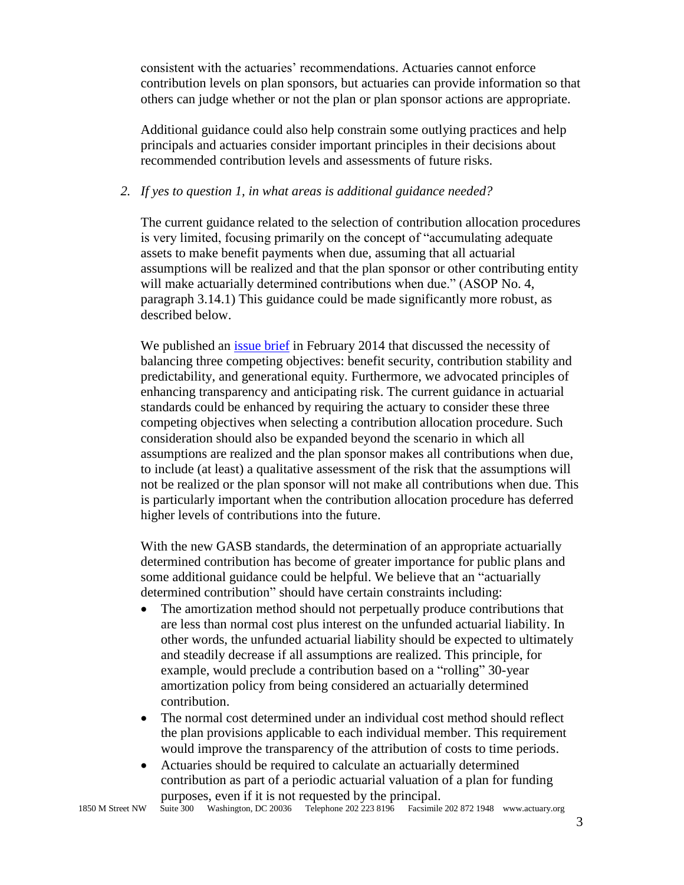consistent with the actuaries' recommendations. Actuaries cannot enforce contribution levels on plan sponsors, but actuaries can provide information so that others can judge whether or not the plan or plan sponsor actions are appropriate.

Additional guidance could also help constrain some outlying practices and help principals and actuaries consider important principles in their decisions about recommended contribution levels and assessments of future risks.

2. *If yes to question 1, in what areas is additional guidance needed?*

The current guidance related to the selection of contribution allocation procedures is very limited, focusing primarily on the concept of "accumulating adequate assets to make benefit payments when due, assuming that all actuarial assumptions will be realized and that the plan sponsor or other contributing entity will make actuarially determined contributions when due." (ASOP No. 4, paragraph 3.14.1) This guidance could be made significantly more robust, as described below.

We published an issue brief in February 2014 that discussed the necessity of balancing three competing objectives: benefit security, contribution stability and predictability, and generational equity. Furthermore, we advocated principles of enhancing transparency and anticipating risk. The current guidance in actuarial standards could be enhanced by requiring the actuary to consider these three competing objectives when selecting a contribution allocation procedure. Such consideration should also be expanded beyond the scenario in which all assumptions are realized and the plan sponsor makes all contributions when due, to include (at least) a qualitative assessment of the risk that the assumptions will not be realized or the plan sponsor will not make all contributions when due. This is particularly important when the contribution allocation procedure has deferred higher levels of contributions into the future.

With the new GASB standards, the determination of an appropriate actuarially determined contribution has become of greater importance for public plans and some additional guidance could be helpful. We believe that an "actuarially determined contribution" should have certain constraints including:

- The amortization method should not perpetually produce contributions that are less than normal cost plus interest on the unfunded actuarial liability. In other words, the unfunded actuarial liability should be expected to ultimately and steadily decrease if all assumptions are realized. This principle, for example, would preclude a contribution based on a "rolling" 30-year amortization policy from being considered an actuarially determined contribution.
- The normal cost determined under an individual cost method should reflect the plan provisions applicable to each individual member. This requirement would improve the transparency of the attribution of costs to time periods.
- Actuaries should be required to calculate an actuarially determined contribution as part of a periodic actuarial valuation of a plan for funding purposes, even if it is not requested by the principal.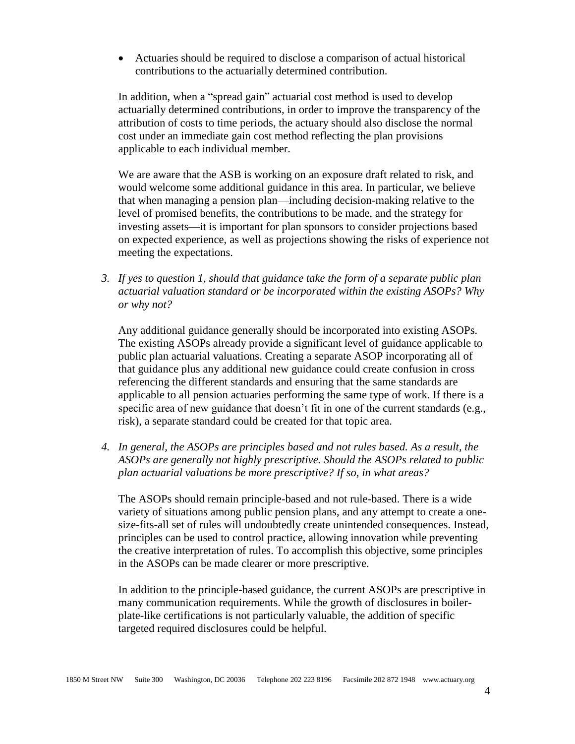- Actuaries should be required to disclose a comparison of actual historical contributions to the actuarially determined contribution.

In addition, when a "spread gain" actuarial cost method is used to develop actuarially determined contributions, in order to improve the transparency of the attribution of costs to time periods, the actuary should also disclose the normal cost under an immediate gain cost method reflecting the plan provisions applicable to each individual member.

We are aware that the ASB is working on an exposure draft related to risk, and would welcome some additional guidance in this area. In particular, we believe that when managing a pension plan—including decision-making relative to the level of promised benefits, the contributions to be made, and the strategy for investing assets—it is important for plan sponsors to consider projections based on expected experience, as well as projections showing the risks of experience not meeting the expectations.

3. *If yes to question 1, should that guidance take the form of a separate public plan actuarial valuation standard or be incorporated within the existing ASOPs? Why or why not?*

Any additional guidance generally should be incorporated into existing ASOPs. The existing ASOPs already provide a significant level of guidance applicable to public plan actuarial valuations. Creating a separate ASOP incorporating all of that guidance plus any additional new guidance could create confusion in cross referencing the different standards and ensuring that the same standards are applicable to all pension actuaries performing the same type of work. If there is a specific area of new guidance that doesn't fit in one of the current standards (e.g., risk), a separate standard could be created for that topic area.

4. *In general, the ASOPs are principles based and not rules based. As a result, the ASOPs are generally not highly prescriptive. Should the ASOPs related to public plan actuarial valuations be more prescriptive? If so, in what areas?*

The ASOPs should remain principle-based and not rule-based. There is a wide variety of situations among public pension plans, and any attempt to create a one-size-fits-all set of rules will undoubtedly create unintended consequences. Instead, principles can be used to control practice, allowing innovation while preventing the creative interpretation of rules. To accomplish this objective, some principles in the ASOPs can be made clearer or more prescriptive.

In addition to the principle-based guidance, the current ASOPs are prescriptive in many communication requirements. While the growth of disclosures in boiler-plate-like certifications is not particularly valuable, the addition of specific targeted required disclosures could be helpful.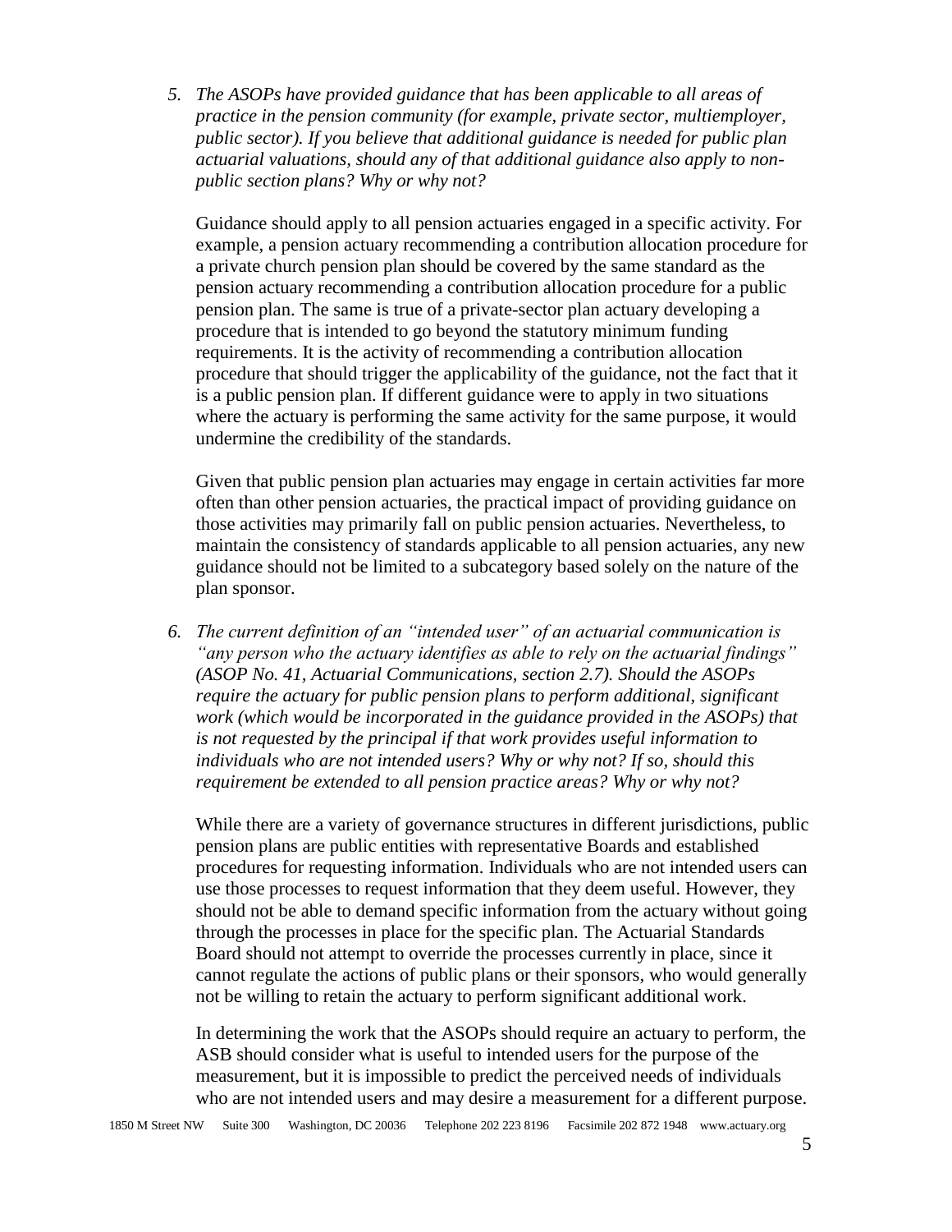5. *The ASOPs have provided guidance that has been applicable to all areas of practice in the pension community (for example, private sector, multiemployer, public sector). If you believe that additional guidance is needed for public plan actuarial valuations, should any of that additional guidance also apply to non-public section plans? Why or why not?*

   Guidance should apply to all pension actuaries engaged in a specific activity. For example, a pension actuary recommending a contribution allocation procedure for a private church pension plan should be covered by the same standard as the pension actuary recommending a contribution allocation procedure for a public pension plan. The same is true of a private-sector plan actuary developing a procedure that is intended to go beyond the statutory minimum funding requirements. It is the activity of recommending a contribution allocation procedure that should trigger the applicability of the guidance, not the fact that it is a public pension plan. If different guidance were to apply in two situations where the actuary is performing the same activity for the same purpose, it would undermine the credibility of the standards.

   Given that public pension plan actuaries may engage in certain activities far more often than other pension actuaries, the practical impact of providing guidance on those activities may primarily fall on public pension actuaries. Nevertheless, to maintain the consistency of standards applicable to all pension actuaries, any new guidance should not be limited to a subcategory based solely on the nature of the plan sponsor.

6. *The current definition of an "intended user" of an actuarial communication is "any person who the actuary identifies as able to rely on the actuarial findings" (ASOP No. 41, Actuarial Communications, section 2.7). Should the ASOPs require the actuary for public pension plans to perform additional, significant work (which would be incorporated in the guidance provided in the ASOPs) that is not requested by the principal if that work provides useful information to individuals who are not intended users? Why or why not? If so, should this requirement be extended to all pension practice areas? Why or why not?*

   While there are a variety of governance structures in different jurisdictions, public pension plans are public entities with representative Boards and established procedures for requesting information. Individuals who are not intended users can use those processes to request information that they deem useful. However, they should not be able to demand specific information from the actuary without going through the processes in place for the specific plan. The Actuarial Standards Board should not attempt to override the processes currently in place, since it cannot regulate the actions of public plans or their sponsors, who would generally not be willing to retain the actuary to perform significant additional work.

   In determining the work that the ASOPs should require an actuary to perform, the ASB should consider what is useful to intended users for the purpose of the measurement, but it is impossible to predict the perceived needs of individuals who are not intended users and may desire a measurement for a different purpose.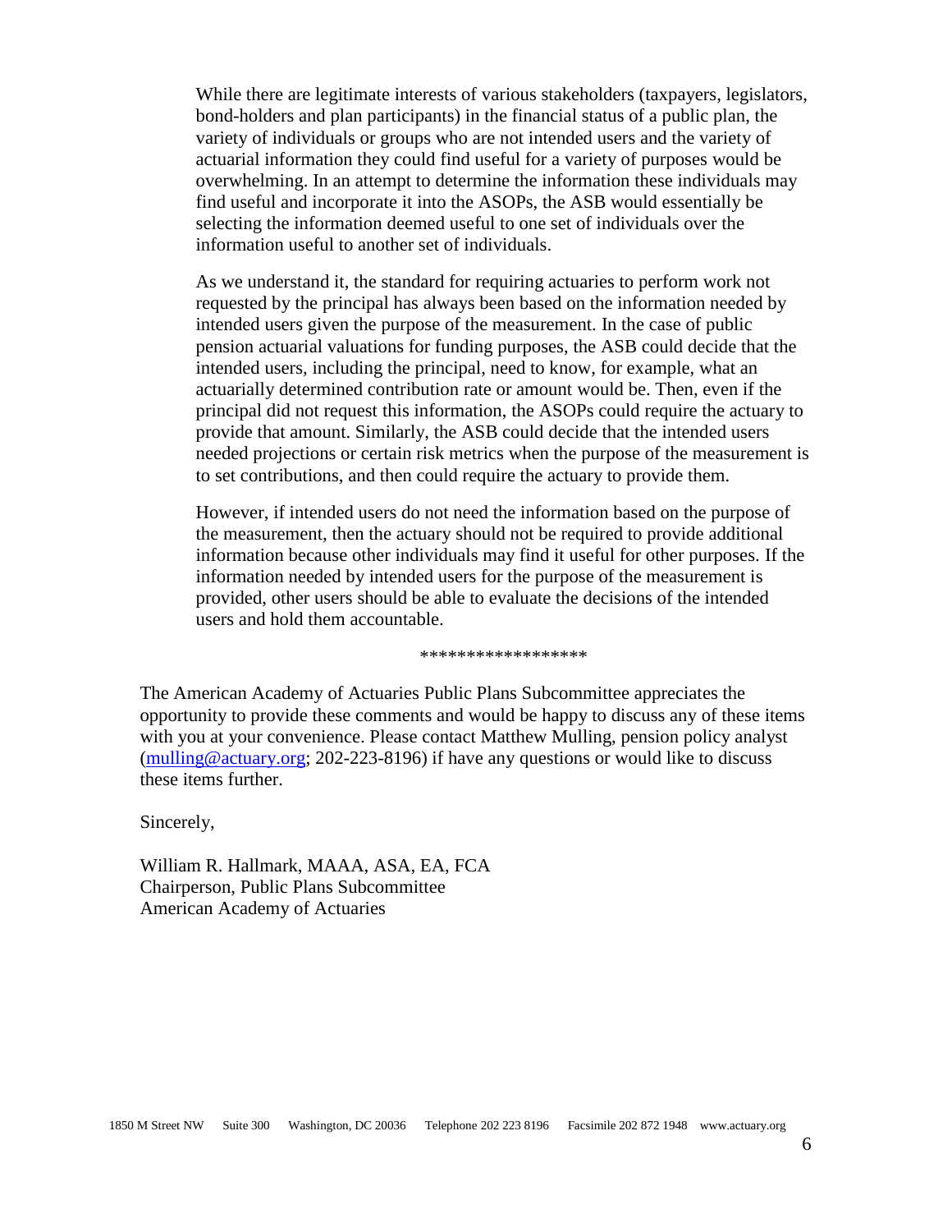While there are legitimate interests of various stakeholders (taxpayers, legislators, bond-holders and plan participants) in the financial status of a public plan, the variety of individuals or groups who are not intended users and the variety of actuarial information they could find useful for a variety of purposes would be overwhelming. In an attempt to determine the information these individuals may find useful and incorporate it into the ASOPs, the ASB would essentially be selecting the information deemed useful to one set of individuals over the information useful to another set of individuals.

As we understand it, the standard for requiring actuaries to perform work not requested by the principal has always been based on the information needed by intended users given the purpose of the measurement. In the case of public pension actuarial valuations for funding purposes, the ASB could decide that the intended users, including the principal, need to know, for example, what an actuarially determined contribution rate or amount would be. Then, even if the principal did not request this information, the ASOPs could require the actuary to provide that amount. Similarly, the ASB could decide that the intended users needed projections or certain risk metrics when the purpose of the measurement is to set contributions, and then could require the actuary to provide them.

However, if intended users do not need the information based on the purpose of the measurement, then the actuary should not be required to provide additional information because other individuals may find it useful for other purposes. If the information needed by intended users for the purpose of the measurement is provided, other users should be able to evaluate the decisions of the intended users and hold them accountable.

*****************

The American Academy of Actuaries Public Plans Subcommittee appreciates the opportunity to provide these comments and would be happy to discuss any of these items with you at your convenience. Please contact Matthew Mulling, pension policy analyst (mulling@actuary.org; 202-223-8196) if have any questions or would like to discuss these items further.

Sincerely,

William R. Hallmark, MAAA, ASA, EA, FCA
Chairperson, Public Plans Subcommittee
American Academy of Actuaries